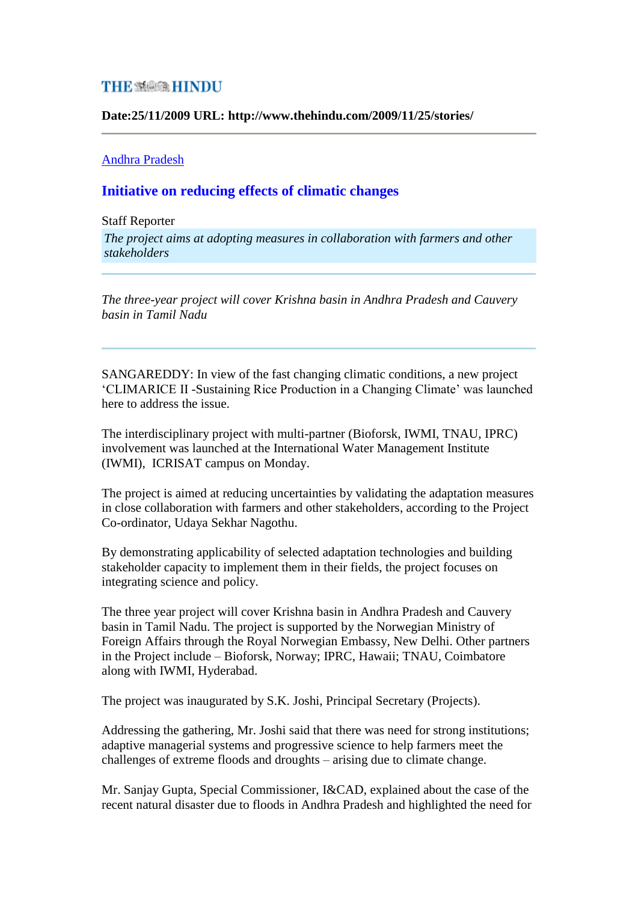THE HINDU

**Date:25/11/2009 URL: http://www.thehindu.com/2009/11/25/stories/**

---

Andhra Pradesh

## Initiative on reducing effects of climatic changes

Staff Reporter

*The project aims at adopting measures in collaboration with farmers and other stakeholders*

---

*The three-year project will cover Krishna basin in Andhra Pradesh and Cauvery basin in Tamil Nadu*

---

SANGAREDDY: In view of the fast changing climatic conditions, a new project 'CLIMARICE II -Sustaining Rice Production in a Changing Climate' was launched here to address the issue.

The interdisciplinary project with multi-partner (Bioforsk, IWMI, TNAU, IPRC) involvement was launched at the International Water Management Institute (IWMI), ICRISAT campus on Monday.

The project is aimed at reducing uncertainties by validating the adaptation measures in close collaboration with farmers and other stakeholders, according to the Project Co-ordinator, Udaya Sekhar Nagothu.

By demonstrating applicability of selected adaptation technologies and building stakeholder capacity to implement them in their fields, the project focuses on integrating science and policy.

The three year project will cover Krishna basin in Andhra Pradesh and Cauvery basin in Tamil Nadu. The project is supported by the Norwegian Ministry of Foreign Affairs through the Royal Norwegian Embassy, New Delhi. Other partners in the Project include – Bioforsk, Norway; IPRC, Hawaii; TNAU, Coimbatore along with IWMI, Hyderabad.

The project was inaugurated by S.K. Joshi, Principal Secretary (Projects).

Addressing the gathering, Mr. Joshi said that there was need for strong institutions; adaptive managerial systems and progressive science to help farmers meet the challenges of extreme floods and droughts – arising due to climate change.

Mr. Sanjay Gupta, Special Commissioner, I&CAD, explained about the case of the recent natural disaster due to floods in Andhra Pradesh and highlighted the need for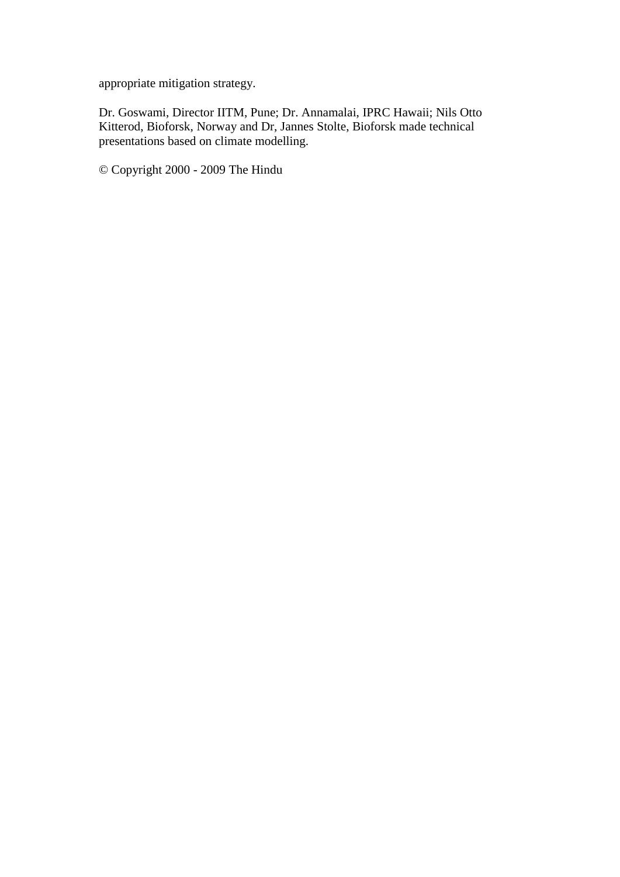appropriate mitigation strategy.

Dr. Goswami, Director IITM, Pune; Dr. Annamalai, IPRC Hawaii; Nils Otto Kitterod, Bioforsk, Norway and Dr, Jannes Stolte, Bioforsk made technical presentations based on climate modelling.

© Copyright 2000 - 2009 The Hindu